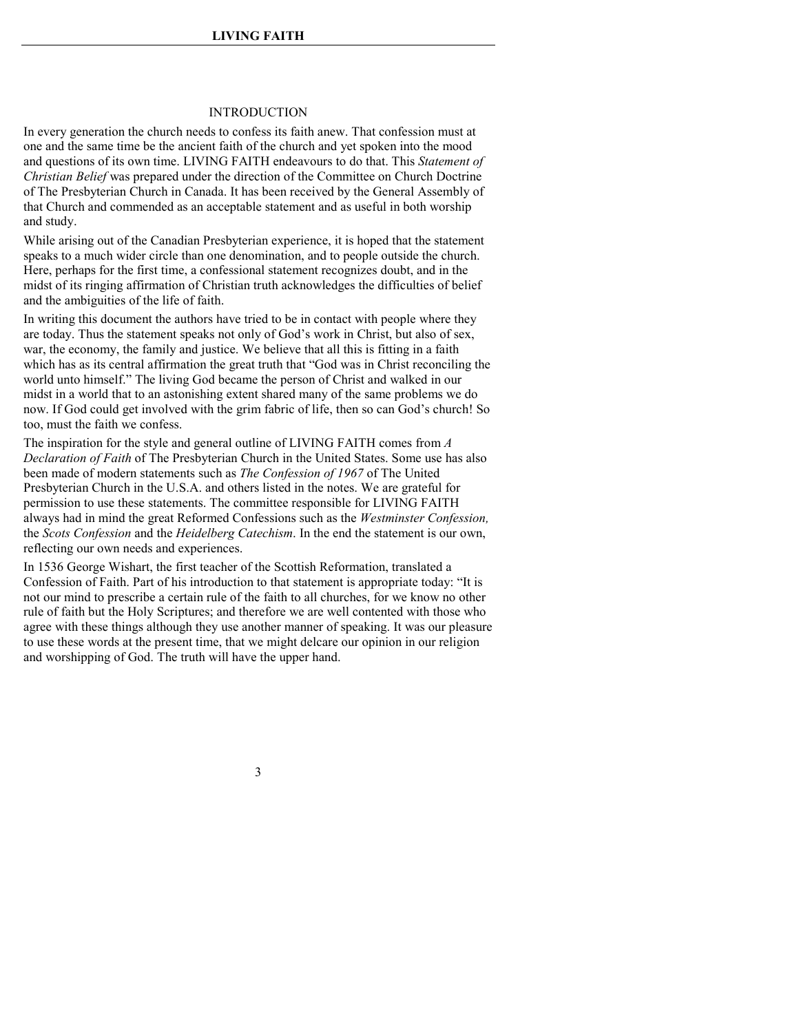## INTRODUCTION

In every generation the church needs to confess its faith anew. That confession must at one and the same time be the ancient faith of the church and yet spoken into the mood and questions of its own time. LIVING FAITH endeavours to do that. This *Statement of Christian Belief* was prepared under the direction of the Committee on Church Doctrine of The Presbyterian Church in Canada. It has been received by the General Assembly of that Church and commended as an acceptable statement and as useful in both worship and study.

While arising out of the Canadian Presbyterian experience, it is hoped that the statement speaks to a much wider circle than one denomination, and to people outside the church. Here, perhaps for the first time, a confessional statement recognizes doubt, and in the midst of its ringing affirmation of Christian truth acknowledges the difficulties of belief and the ambiguities of the life of faith.

In writing this document the authors have tried to be in contact with people where they are today. Thus the statement speaks not only of God's work in Christ, but also of sex, war, the economy, the family and justice. We believe that all this is fitting in a faith which has as its central affirmation the great truth that "God was in Christ reconciling the world unto himself." The living God became the person of Christ and walked in our midst in a world that to an astonishing extent shared many of the same problems we do now. If God could get involved with the grim fabric of life, then so can God's church! So too, must the faith we confess.

The inspiration for the style and general outline of LIVING FAITH comes from *A Declaration of Faith* of The Presbyterian Church in the United States. Some use has also been made of modern statements such as *The Confession of 1967* of The United Presbyterian Church in the U.S.A. and others listed in the notes. We are grateful for permission to use these statements. The committee responsible for LIVING FAITH always had in mind the great Reformed Confessions such as the *Westminster Confession,* the *Scots Confession* and the *Heidelberg Catechism*. In the end the statement is our own, reflecting our own needs and experiences.

In 1536 George Wishart, the first teacher of the Scottish Reformation, translated a Confession of Faith. Part of his introduction to that statement is appropriate today: "It is not our mind to prescribe a certain rule of the faith to all churches, for we know no other rule of faith but the Holy Scriptures; and therefore we are well contented with those who agree with these things although they use another manner of speaking. It was our pleasure to use these words at the present time, that we might delcare our opinion in our religion and worshipping of God. The truth will have the upper hand.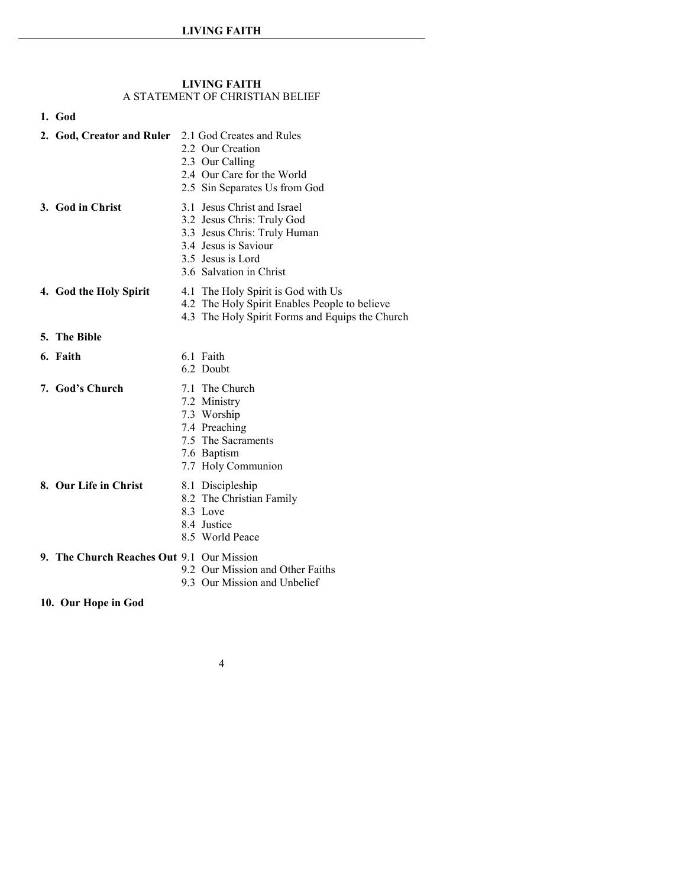# LIVING FAITH

## A STATEMENT OF CHRISTIAN BELIEF

**1. God**

**2. God, Creator and Ruler**
- 2.1 God Creates and Rules
- 2.2 Our Creation
- 2.3 Our Calling
- 2.4 Our Care for the World
- 2.5 Sin Separates Us from God

**3. God in Christ**
- 3.1 Jesus Christ and Israel
- 3.2 Jesus Chris: Truly God
- 3.3 Jesus Chris: Truly Human
- 3.4 Jesus is Saviour
- 3.5 Jesus is Lord
- 3.6 Salvation in Christ

**4. God the Holy Spirit**
- 4.1 The Holy Spirit is God with Us
- 4.2 The Holy Spirit Enables People to believe
- 4.3 The Holy Spirit Forms and Equips the Church

**5. The Bible**

**6. Faith**
- 6.1 Faith
- 6.2 Doubt

**7. God's Church**
- 7.1 The Church
- 7.2 Ministry
- 7.3 Worship
- 7.4 Preaching
- 7.5 The Sacraments
- 7.6 Baptism
- 7.7 Holy Communion

**8. Our Life in Christ**
- 8.1 Discipleship
- 8.2 The Christian Family
- 8.3 Love
- 8.4 Justice
- 8.5 World Peace

**9. The Church Reaches Out**
- 9.1 Our Mission
- 9.2 Our Mission and Other Faiths
- 9.3 Our Mission and Unbelief

**10. Our Hope in God**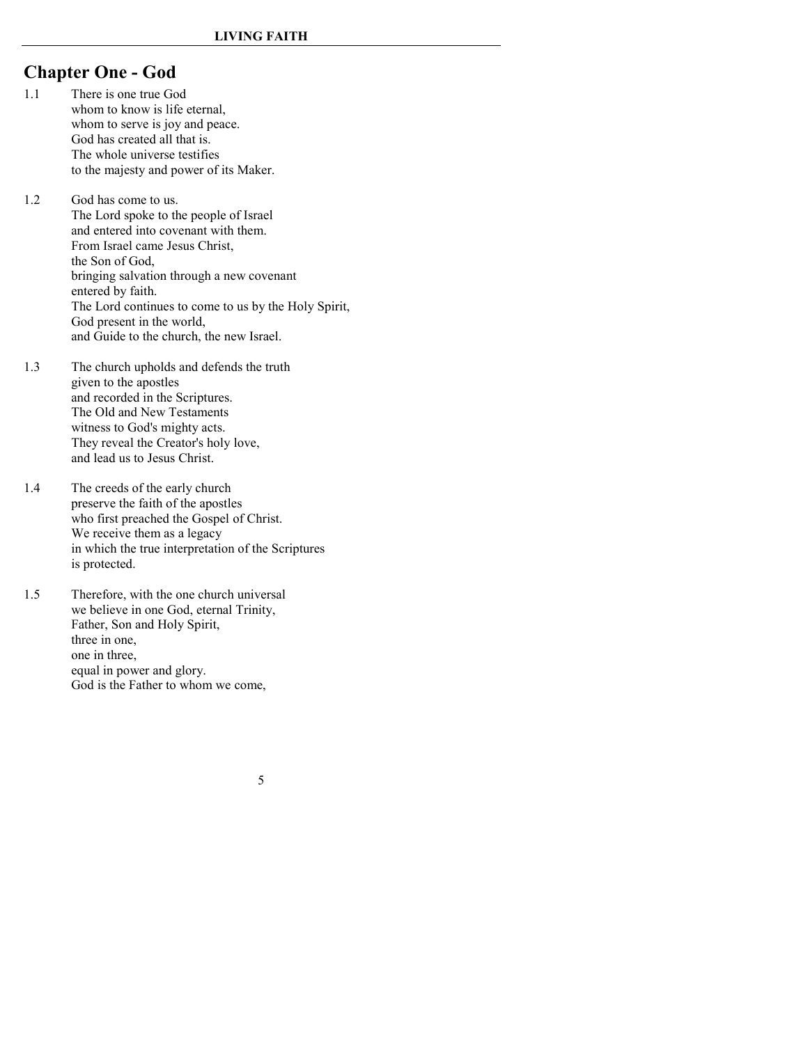## Chapter One - God

1.1 There is one true God
whom to know is life eternal,
whom to serve is joy and peace.
God has created all that is.
The whole universe testifies
to the majesty and power of its Maker.

1.2 God has come to us.
The Lord spoke to the people of Israel
and entered into covenant with them.
From Israel came Jesus Christ,
the Son of God,
bringing salvation through a new covenant
entered by faith.
The Lord continues to come to us by the Holy Spirit,
God present in the world,
and Guide to the church, the new Israel.

1.3 The church upholds and defends the truth
given to the apostles
and recorded in the Scriptures.
The Old and New Testaments
witness to God's mighty acts.
They reveal the Creator's holy love,
and lead us to Jesus Christ.

1.4 The creeds of the early church
preserve the faith of the apostles
who first preached the Gospel of Christ.
We receive them as a legacy
in which the true interpretation of the Scriptures
is protected.

1.5 Therefore, with the one church universal
we believe in one God, eternal Trinity,
Father, Son and Holy Spirit,
three in one,
one in three,
equal in power and glory.
God is the Father to whom we come,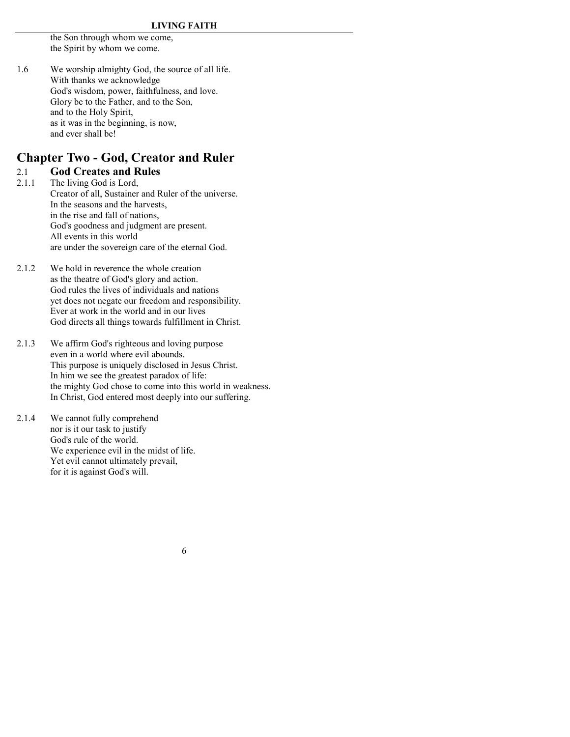the Son through whom we come,
the Spirit by whom we come.

1.6 We worship almighty God, the source of all life.
With thanks we acknowledge
God's wisdom, power, faithfulness, and love.
Glory be to the Father, and to the Son,
and to the Holy Spirit,
as it was in the beginning, is now,
and ever shall be!

# Chapter Two - God, Creator and Ruler

## 2.1 God Creates and Rules

2.1.1 The living God is Lord,
Creator of all, Sustainer and Ruler of the universe.
In the seasons and the harvests,
in the rise and fall of nations,
God's goodness and judgment are present.
All events in this world
are under the sovereign care of the eternal God.

2.1.2 We hold in reverence the whole creation
as the theatre of God's glory and action.
God rules the lives of individuals and nations
yet does not negate our freedom and responsibility.
Ever at work in the world and in our lives
God directs all things towards fulfillment in Christ.

2.1.3 We affirm God's righteous and loving purpose
even in a world where evil abounds.
This purpose is uniquely disclosed in Jesus Christ.
In him we see the greatest paradox of life:
the mighty God chose to come into this world in weakness.
In Christ, God entered most deeply into our suffering.

2.1.4 We cannot fully comprehend
nor is it our task to justify
God's rule of the world.
We experience evil in the midst of life.
Yet evil cannot ultimately prevail,
for it is against God's will.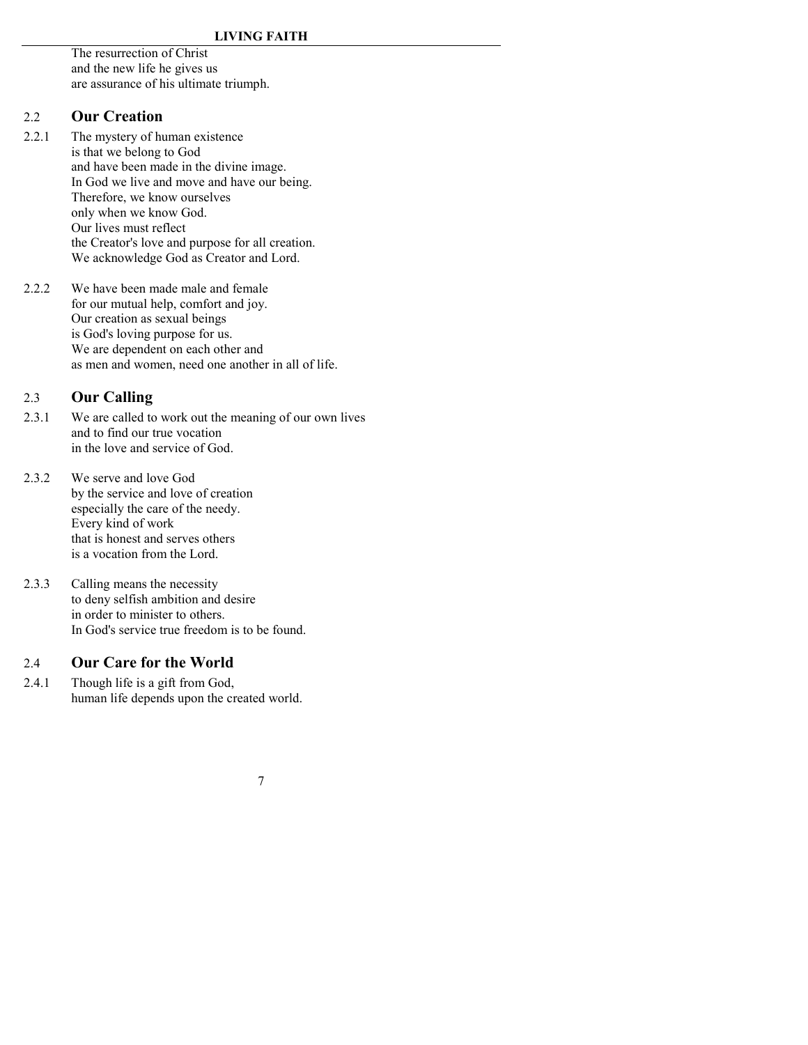The resurrection of Christ
and the new life he gives us
are assurance of his ultimate triumph.

## 2.2 Our Creation

2.2.1 The mystery of human existence
is that we belong to God
and have been made in the divine image.
In God we live and move and have our being.
Therefore, we know ourselves
only when we know God.
Our lives must reflect
the Creator's love and purpose for all creation.
We acknowledge God as Creator and Lord.

2.2.2 We have been made male and female
for our mutual help, comfort and joy.
Our creation as sexual beings
is God's loving purpose for us.
We are dependent on each other and
as men and women, need one another in all of life.

## 2.3 Our Calling

2.3.1 We are called to work out the meaning of our own lives
and to find our true vocation
in the love and service of God.

2.3.2 We serve and love God
by the service and love of creation
especially the care of the needy.
Every kind of work
that is honest and serves others
is a vocation from the Lord.

2.3.3 Calling means the necessity
to deny selfish ambition and desire
in order to minister to others.
In God's service true freedom is to be found.

## 2.4 Our Care for the World

2.4.1 Though life is a gift from God,
human life depends upon the created world.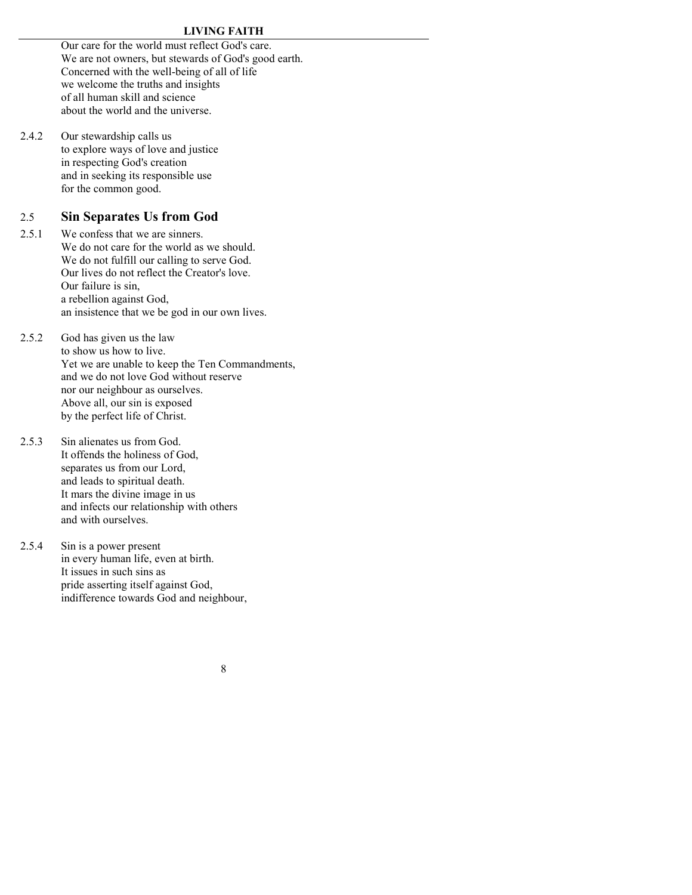Our care for the world must reflect God's care.
We are not owners, but stewards of God's good earth.
Concerned with the well-being of all of life
we welcome the truths and insights
of all human skill and science
about the world and the universe.

2.4.2 Our stewardship calls us
to explore ways of love and justice
in respecting God's creation
and in seeking its responsible use
for the common good.

## 2.5 Sin Separates Us from God

2.5.1 We confess that we are sinners.
We do not care for the world as we should.
We do not fulfill our calling to serve God.
Our lives do not reflect the Creator's love.
Our failure is sin,
a rebellion against God,
an insistence that we be god in our own lives.

2.5.2 God has given us the law
to show us how to live.
Yet we are unable to keep the Ten Commandments,
and we do not love God without reserve
nor our neighbour as ourselves.
Above all, our sin is exposed
by the perfect life of Christ.

2.5.3 Sin alienates us from God.
It offends the holiness of God,
separates us from our Lord,
and leads to spiritual death.
It mars the divine image in us
and infects our relationship with others
and with ourselves.

2.5.4 Sin is a power present
in every human life, even at birth.
It issues in such sins as
pride asserting itself against God,
indifference towards God and neighbour,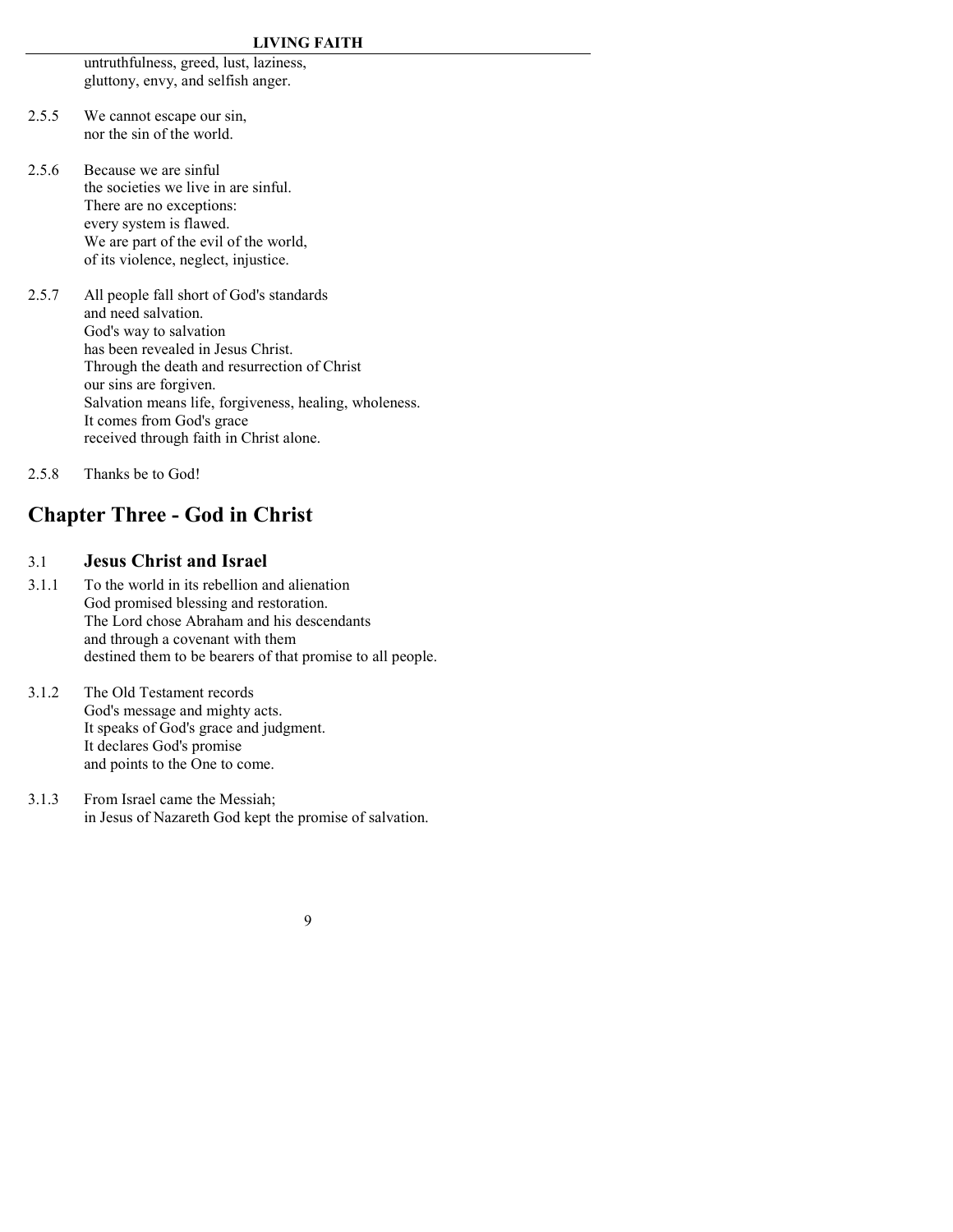untruthfulness, greed, lust, laziness,
gluttony, envy, and selfish anger.

2.5.5 We cannot escape our sin,
nor the sin of the world.

2.5.6 Because we are sinful
the societies we live in are sinful.
There are no exceptions:
every system is flawed.
We are part of the evil of the world,
of its violence, neglect, injustice.

2.5.7 All people fall short of God's standards
and need salvation.
God's way to salvation
has been revealed in Jesus Christ.
Through the death and resurrection of Christ
our sins are forgiven.
Salvation means life, forgiveness, healing, wholeness.
It comes from God's grace
received through faith in Christ alone.

2.5.8 Thanks be to God!

## Chapter Three - God in Christ

### 3.1 Jesus Christ and Israel

3.1.1 To the world in its rebellion and alienation
God promised blessing and restoration.
The Lord chose Abraham and his descendants
and through a covenant with them
destined them to be bearers of that promise to all people.

3.1.2 The Old Testament records
God's message and mighty acts.
It speaks of God's grace and judgment.
It declares God's promise
and points to the One to come.

3.1.3 From Israel came the Messiah;
in Jesus of Nazareth God kept the promise of salvation.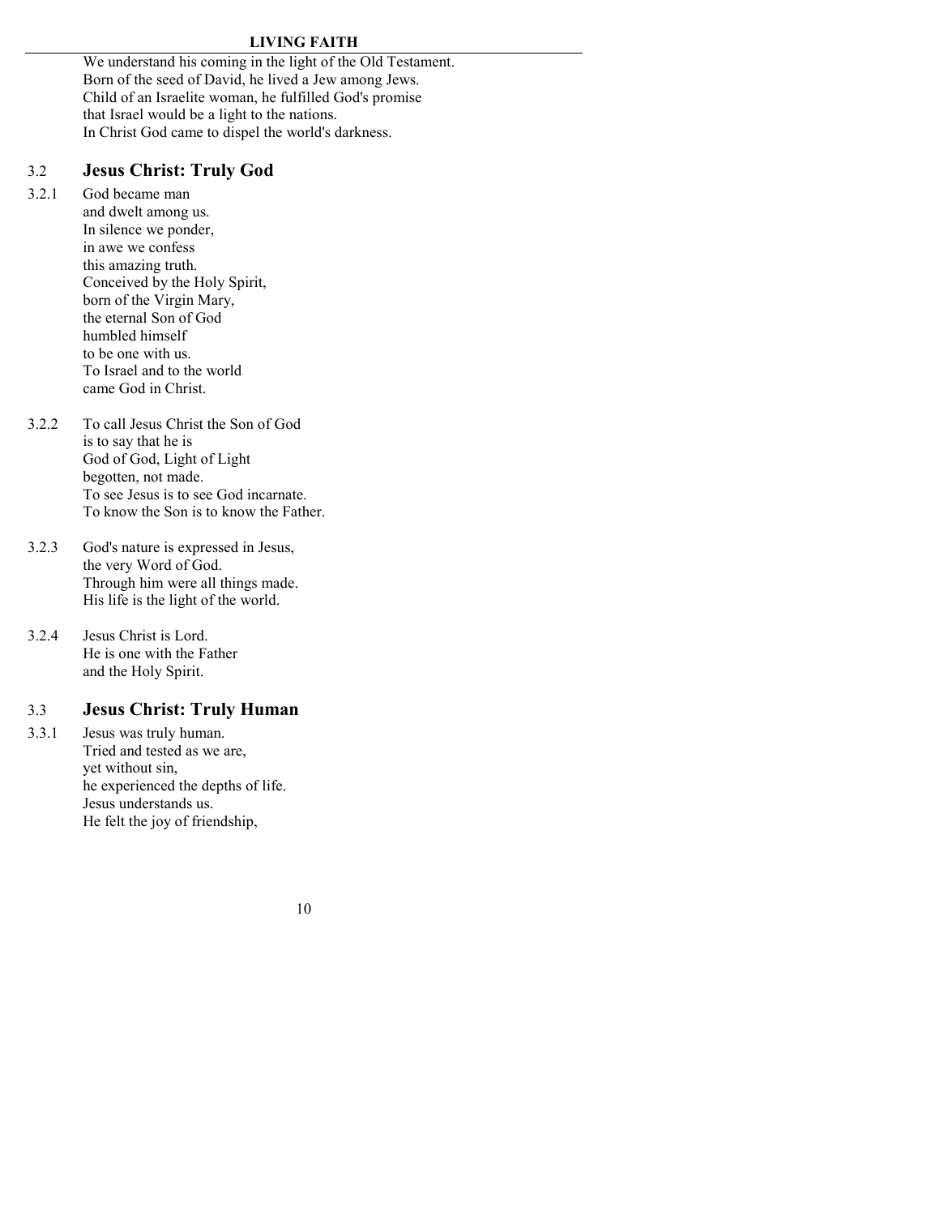We understand his coming in the light of the Old Testament.
Born of the seed of David, he lived a Jew among Jews.
Child of an Israelite woman, he fulfilled God's promise
that Israel would be a light to the nations.
In Christ God came to dispel the world's darkness.

## 3.2 Jesus Christ: Truly God

3.2.1 God became man
and dwelt among us.
In silence we ponder,
in awe we confess
this amazing truth.
Conceived by the Holy Spirit,
born of the Virgin Mary,
the eternal Son of God
humbled himself
to be one with us.
To Israel and to the world
came God in Christ.

3.2.2 To call Jesus Christ the Son of God
is to say that he is
God of God, Light of Light
begotten, not made.
To see Jesus is to see God incarnate.
To know the Son is to know the Father.

3.2.3 God's nature is expressed in Jesus,
the very Word of God.
Through him were all things made.
His life is the light of the world.

3.2.4 Jesus Christ is Lord.
He is one with the Father
and the Holy Spirit.

## 3.3 Jesus Christ: Truly Human

3.3.1 Jesus was truly human.
Tried and tested as we are,
yet without sin,
he experienced the depths of life.
Jesus understands us.
He felt the joy of friendship,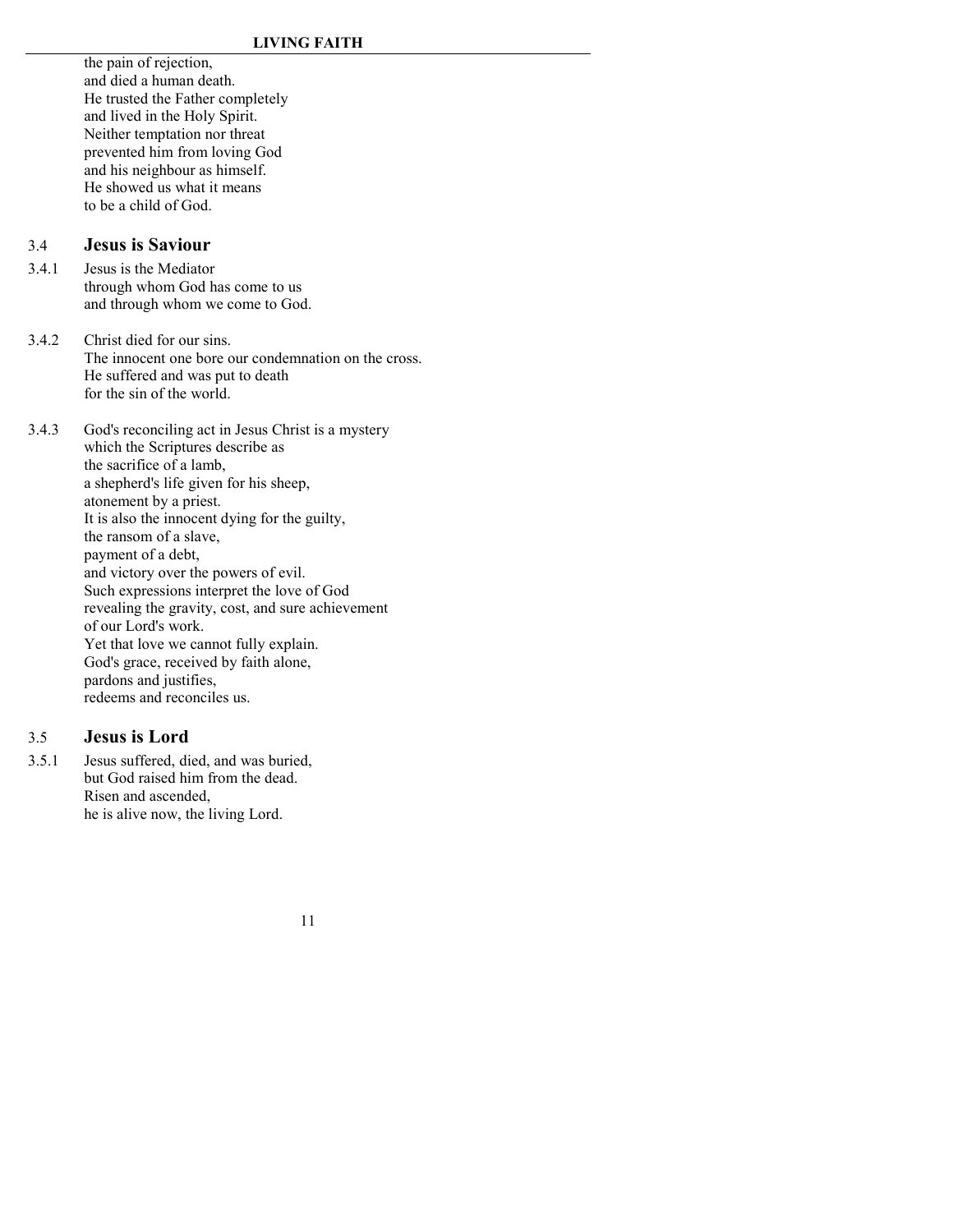the pain of rejection,
and died a human death.
He trusted the Father completely
and lived in the Holy Spirit.
Neither temptation nor threat
prevented him from loving God
and his neighbour as himself.
He showed us what it means
to be a child of God.

## 3.4 Jesus is Saviour

3.4.1 Jesus is the Mediator
through whom God has come to us
and through whom we come to God.

3.4.2 Christ died for our sins.
The innocent one bore our condemnation on the cross.
He suffered and was put to death
for the sin of the world.

3.4.3 God's reconciling act in Jesus Christ is a mystery
which the Scriptures describe as
the sacrifice of a lamb,
a shepherd's life given for his sheep,
atonement by a priest.
It is also the innocent dying for the guilty,
the ransom of a slave,
payment of a debt,
and victory over the powers of evil.
Such expressions interpret the love of God
revealing the gravity, cost, and sure achievement
of our Lord's work.
Yet that love we cannot fully explain.
God's grace, received by faith alone,
pardons and justifies,
redeems and reconciles us.

## 3.5 Jesus is Lord

3.5.1 Jesus suffered, died, and was buried,
but God raised him from the dead.
Risen and ascended,
he is alive now, the living Lord.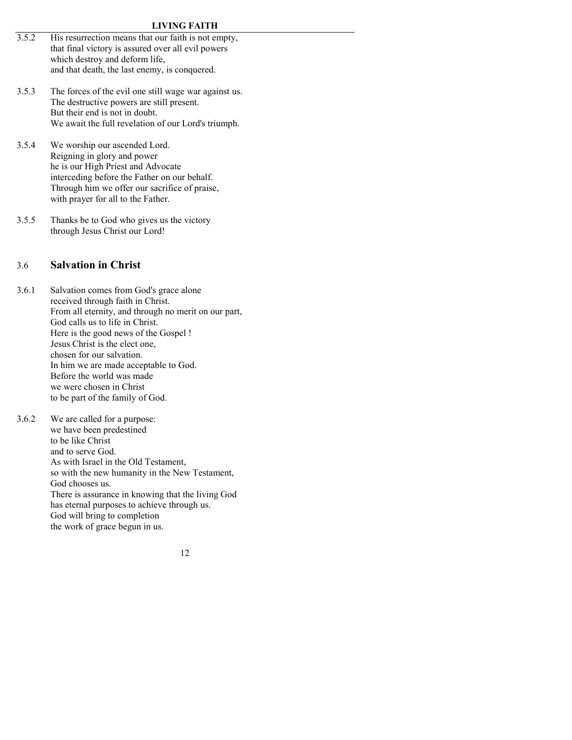3.5.2 His resurrection means that our faith is not empty,
that final victory is assured over all evil powers
which destroy and deform life,
and that death, the last enemy, is conquered.

3.5.3 The forces of the evil one still wage war against us.
The destructive powers are still present.
But their end is not in doubt.
We await the full revelation of our Lord's triumph.

3.5.4 We worship our ascended Lord.
Reigning in glory and power
he is our High Priest and Advocate
interceding before the Father on our behalf.
Through him we offer our sacrifice of praise,
with prayer for all to the Father.

3.5.5 Thanks be to God who gives us the victory
through Jesus Christ our Lord!

## 3.6 Salvation in Christ

3.6.1 Salvation comes from God's grace alone
received through faith in Christ.
From all eternity, and through no merit on our part,
God calls us to life in Christ.
Here is the good news of the Gospel !
Jesus Christ is the elect one,
chosen for our salvation.
In him we are made acceptable to God.
Before the world was made
we were chosen in Christ
to be part of the family of God.

3.6.2 We are called for a purpose:
we have been predestined
to be like Christ
and to serve God.
As with Israel in the Old Testament,
so with the new humanity in the New Testament,
God chooses us.
There is assurance in knowing that the living God
has eternal purposes to achieve through us.
God will bring to completion
the work of grace begun in us.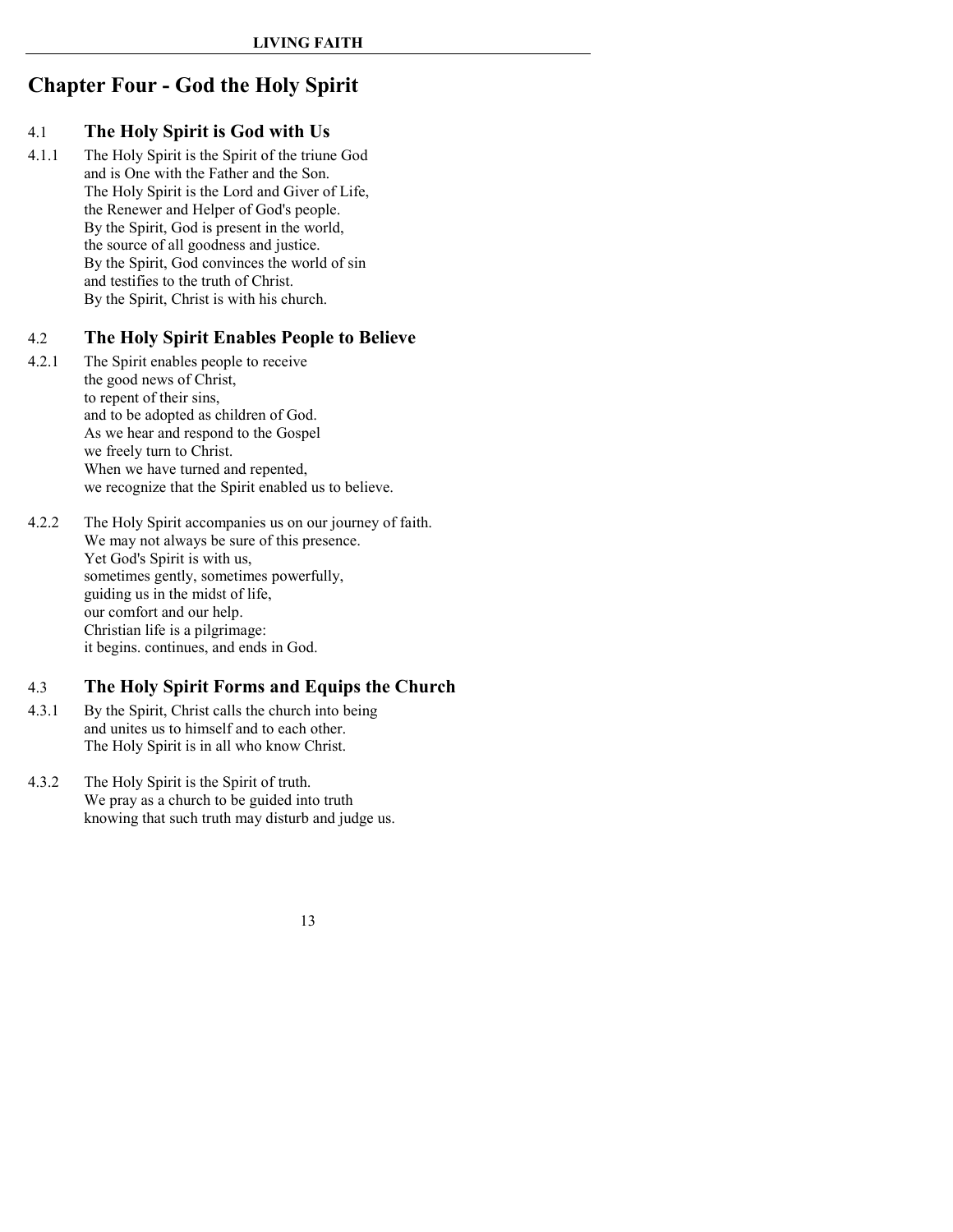# Chapter Four - God the Holy Spirit

## 4.1 The Holy Spirit is God with Us

4.1.1 The Holy Spirit is the Spirit of the triune God
and is One with the Father and the Son.
The Holy Spirit is the Lord and Giver of Life,
the Renewer and Helper of God's people.
By the Spirit, God is present in the world,
the source of all goodness and justice.
By the Spirit, God convinces the world of sin
and testifies to the truth of Christ.
By the Spirit, Christ is with his church.

## 4.2 The Holy Spirit Enables People to Believe

4.2.1 The Spirit enables people to receive
the good news of Christ,
to repent of their sins,
and to be adopted as children of God.
As we hear and respond to the Gospel
we freely turn to Christ.
When we have turned and repented,
we recognize that the Spirit enabled us to believe.

4.2.2 The Holy Spirit accompanies us on our journey of faith.
We may not always be sure of this presence.
Yet God's Spirit is with us,
sometimes gently, sometimes powerfully,
guiding us in the midst of life,
our comfort and our help.
Christian life is a pilgrimage:
it begins. continues, and ends in God.

## 4.3 The Holy Spirit Forms and Equips the Church

4.3.1 By the Spirit, Christ calls the church into being
and unites us to himself and to each other.
The Holy Spirit is in all who know Christ.

4.3.2 The Holy Spirit is the Spirit of truth.
We pray as a church to be guided into truth
knowing that such truth may disturb and judge us.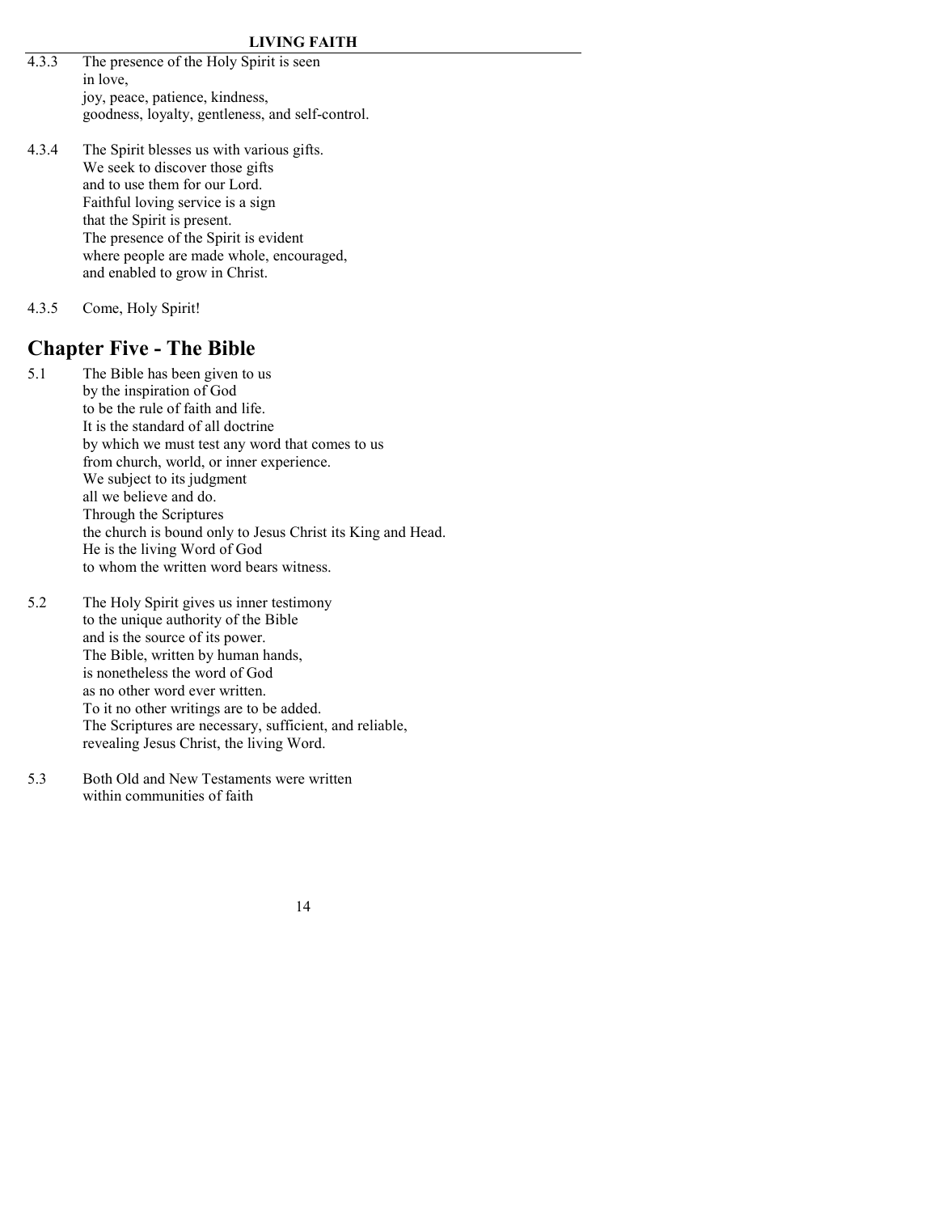4.3.3 The presence of the Holy Spirit is seen
in love,
joy, peace, patience, kindness,
goodness, loyalty, gentleness, and self-control.

4.3.4 The Spirit blesses us with various gifts.
We seek to discover those gifts
and to use them for our Lord.
Faithful loving service is a sign
that the Spirit is present.
The presence of the Spirit is evident
where people are made whole, encouraged,
and enabled to grow in Christ.

4.3.5 Come, Holy Spirit!

## Chapter Five - The Bible

5.1 The Bible has been given to us
by the inspiration of God
to be the rule of faith and life.
It is the standard of all doctrine
by which we must test any word that comes to us
from church, world, or inner experience.
We subject to its judgment
all we believe and do.
Through the Scriptures
the church is bound only to Jesus Christ its King and Head.
He is the living Word of God
to whom the written word bears witness.

5.2 The Holy Spirit gives us inner testimony
to the unique authority of the Bible
and is the source of its power.
The Bible, written by human hands,
is nonetheless the word of God
as no other word ever written.
To it no other writings are to be added.
The Scriptures are necessary, sufficient, and reliable,
revealing Jesus Christ, the living Word.

5.3 Both Old and New Testaments were written
within communities of faith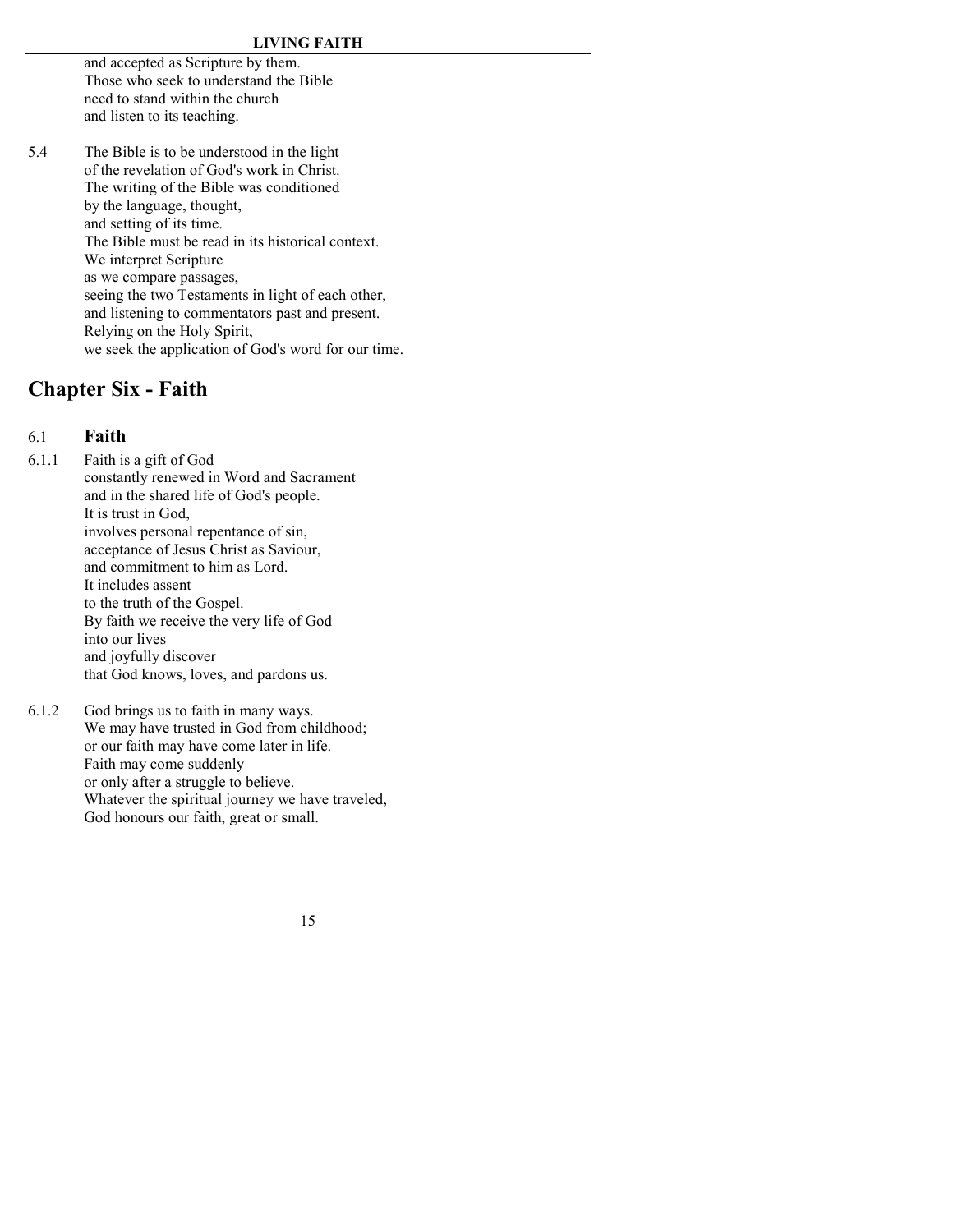and accepted as Scripture by them.
Those who seek to understand the Bible
need to stand within the church
and listen to its teaching.

5.4 The Bible is to be understood in the light
of the revelation of God's work in Christ.
The writing of the Bible was conditioned
by the language, thought,
and setting of its time.
The Bible must be read in its historical context.
We interpret Scripture
as we compare passages,
seeing the two Testaments in light of each other,
and listening to commentators past and present.
Relying on the Holy Spirit,
we seek the application of God's word for our time.

## Chapter Six - Faith

### 6.1 Faith

6.1.1 Faith is a gift of God
constantly renewed in Word and Sacrament
and in the shared life of God's people.
It is trust in God,
involves personal repentance of sin,
acceptance of Jesus Christ as Saviour,
and commitment to him as Lord.
It includes assent
to the truth of the Gospel.
By faith we receive the very life of God
into our lives
and joyfully discover
that God knows, loves, and pardons us.

6.1.2 God brings us to faith in many ways.
We may have trusted in God from childhood;
or our faith may have come later in life.
Faith may come suddenly
or only after a struggle to believe.
Whatever the spiritual journey we have traveled,
God honours our faith, great or small.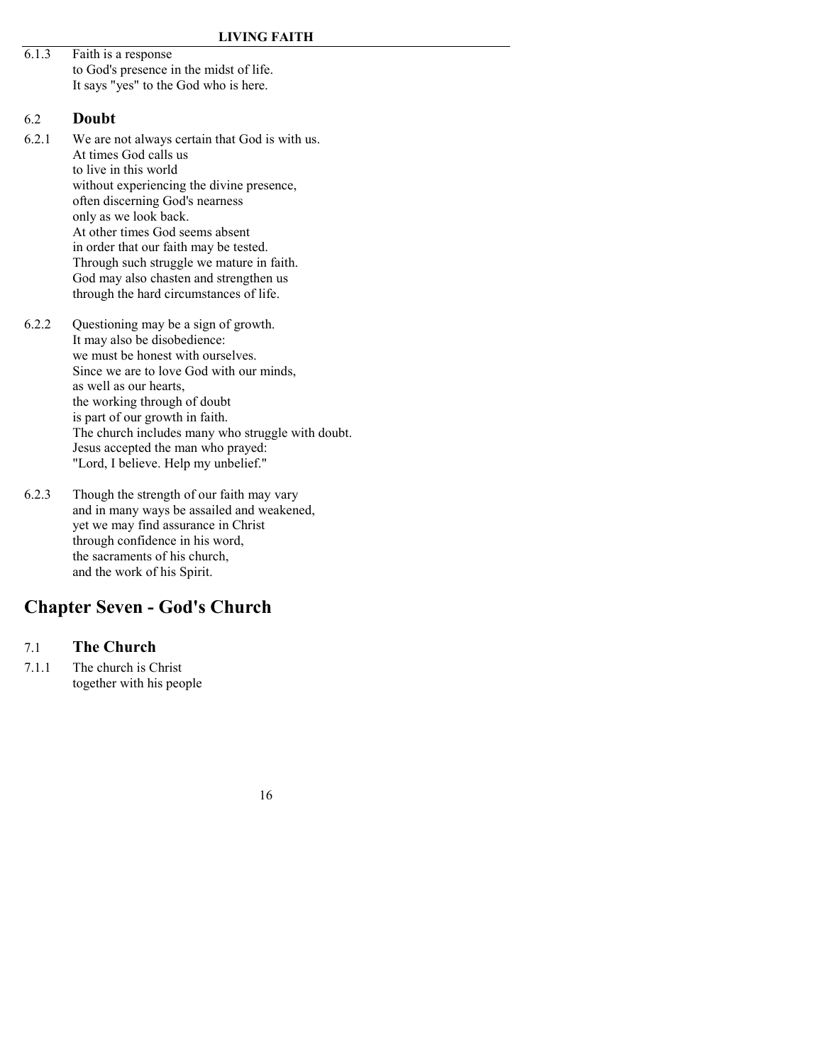6.1.3 Faith is a response
to God's presence in the midst of life.
It says "yes" to the God who is here.

### 6.2 Doubt

6.2.1 We are not always certain that God is with us.
At times God calls us
to live in this world
without experiencing the divine presence,
often discerning God's nearness
only as we look back.
At other times God seems absent
in order that our faith may be tested.
Through such struggle we mature in faith.
God may also chasten and strengthen us
through the hard circumstances of life.

6.2.2 Questioning may be a sign of growth.
It may also be disobedience:
we must be honest with ourselves.
Since we are to love God with our minds,
as well as our hearts,
the working through of doubt
is part of our growth in faith.
The church includes many who struggle with doubt.
Jesus accepted the man who prayed:
"Lord, I believe. Help my unbelief."

6.2.3 Though the strength of our faith may vary
and in many ways be assailed and weakened,
yet we may find assurance in Christ
through confidence in his word,
the sacraments of his church,
and the work of his Spirit.

## Chapter Seven - God's Church

### 7.1 The Church

7.1.1 The church is Christ
together with his people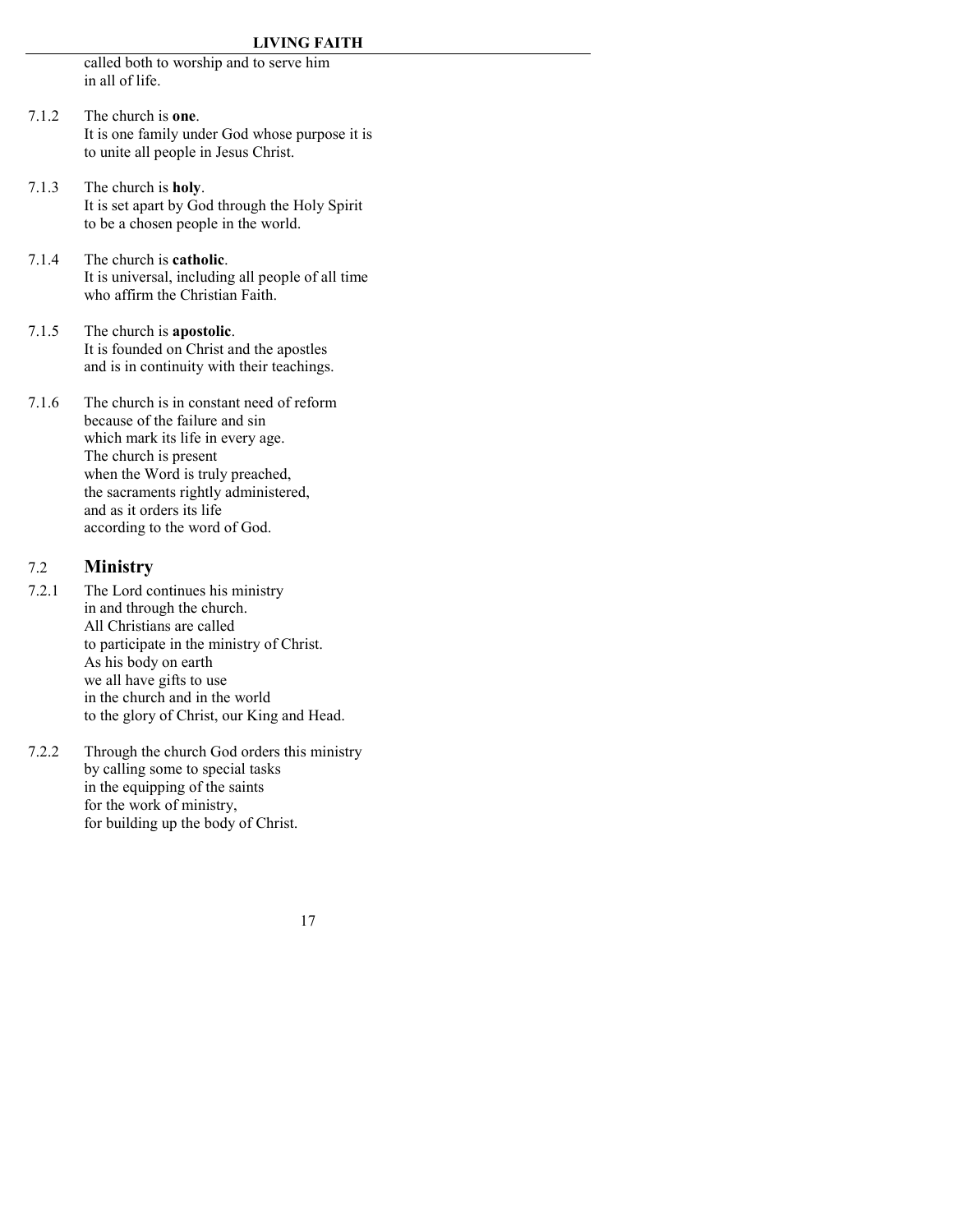called both to worship and to serve him
in all of life.

7.1.2 The church is **one**.
It is one family under God whose purpose it is
to unite all people in Jesus Christ.

7.1.3 The church is **holy**.
It is set apart by God through the Holy Spirit
to be a chosen people in the world.

7.1.4 The church is **catholic**.
It is universal, including all people of all time
who affirm the Christian Faith.

7.1.5 The church is **apostolic**.
It is founded on Christ and the apostles
and is in continuity with their teachings.

7.1.6 The church is in constant need of reform
because of the failure and sin
which mark its life in every age.
The church is present
when the Word is truly preached,
the sacraments rightly administered,
and as it orders its life
according to the word of God.

## 7.2 Ministry

7.2.1 The Lord continues his ministry
in and through the church.
All Christians are called
to participate in the ministry of Christ.
As his body on earth
we all have gifts to use
in the church and in the world
to the glory of Christ, our King and Head.

7.2.2 Through the church God orders this ministry
by calling some to special tasks
in the equipping of the saints
for the work of ministry,
for building up the body of Christ.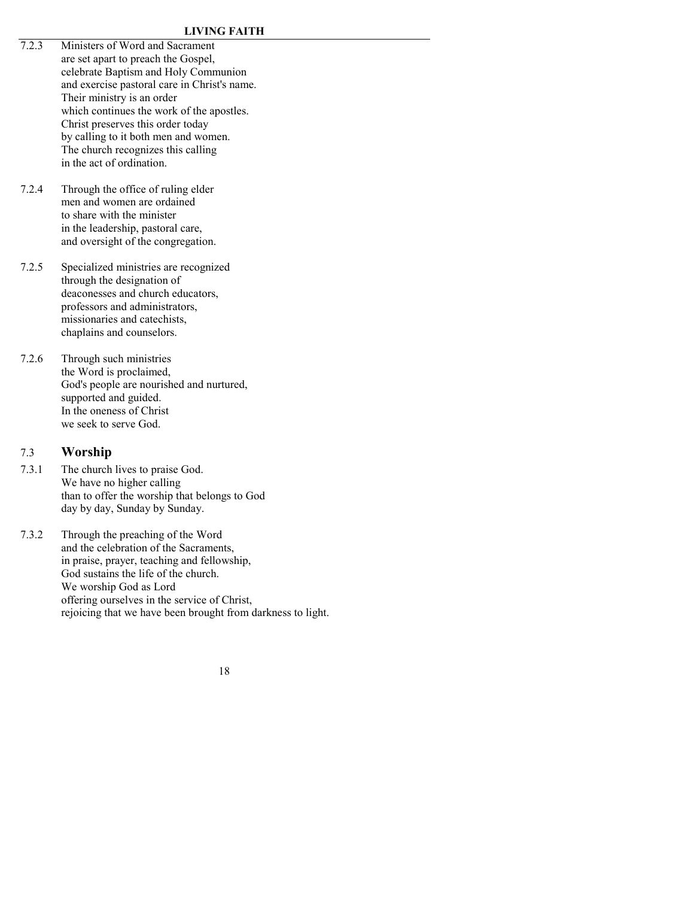7.2.3 Ministers of Word and Sacrament
are set apart to preach the Gospel,
celebrate Baptism and Holy Communion
and exercise pastoral care in Christ's name.
Their ministry is an order
which continues the work of the apostles.
Christ preserves this order today
by calling to it both men and women.
The church recognizes this calling
in the act of ordination.

7.2.4 Through the office of ruling elder
men and women are ordained
to share with the minister
in the leadership, pastoral care,
and oversight of the congregation.

7.2.5 Specialized ministries are recognized
through the designation of
deaconesses and church educators,
professors and administrators,
missionaries and catechists,
chaplains and counselors.

7.2.6 Through such ministries
the Word is proclaimed,
God's people are nourished and nurtured,
supported and guided.
In the oneness of Christ
we seek to serve God.

## 7.3 Worship

7.3.1 The church lives to praise God.
We have no higher calling
than to offer the worship that belongs to God
day by day, Sunday by Sunday.

7.3.2 Through the preaching of the Word
and the celebration of the Sacraments,
in praise, prayer, teaching and fellowship,
God sustains the life of the church.
We worship God as Lord
offering ourselves in the service of Christ,
rejoicing that we have been brought from darkness to light.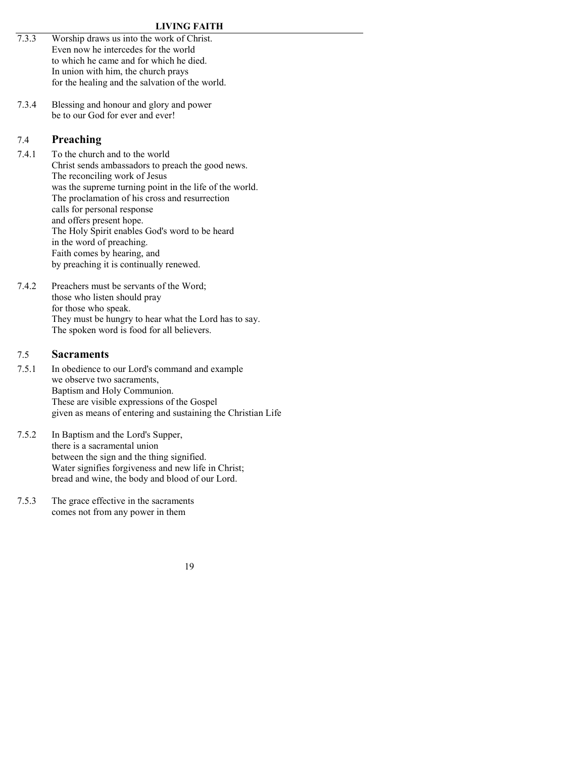7.3.3 Worship draws us into the work of Christ.
Even now he intercedes for the world
to which he came and for which he died.
In union with him, the church prays
for the healing and the salvation of the world.

7.3.4 Blessing and honour and glory and power
be to our God for ever and ever!

## 7.4 Preaching

7.4.1 To the church and to the world
Christ sends ambassadors to preach the good news.
The reconciling work of Jesus
was the supreme turning point in the life of the world.
The proclamation of his cross and resurrection
calls for personal response
and offers present hope.
The Holy Spirit enables God's word to be heard
in the word of preaching.
Faith comes by hearing, and
by preaching it is continually renewed.

7.4.2 Preachers must be servants of the Word;
those who listen should pray
for those who speak.
They must be hungry to hear what the Lord has to say.
The spoken word is food for all believers.

## 7.5 Sacraments

7.5.1 In obedience to our Lord's command and example
we observe two sacraments,
Baptism and Holy Communion.
These are visible expressions of the Gospel
given as means of entering and sustaining the Christian Life

7.5.2 In Baptism and the Lord's Supper,
there is a sacramental union
between the sign and the thing signified.
Water signifies forgiveness and new life in Christ;
bread and wine, the body and blood of our Lord.

7.5.3 The grace effective in the sacraments
comes not from any power in them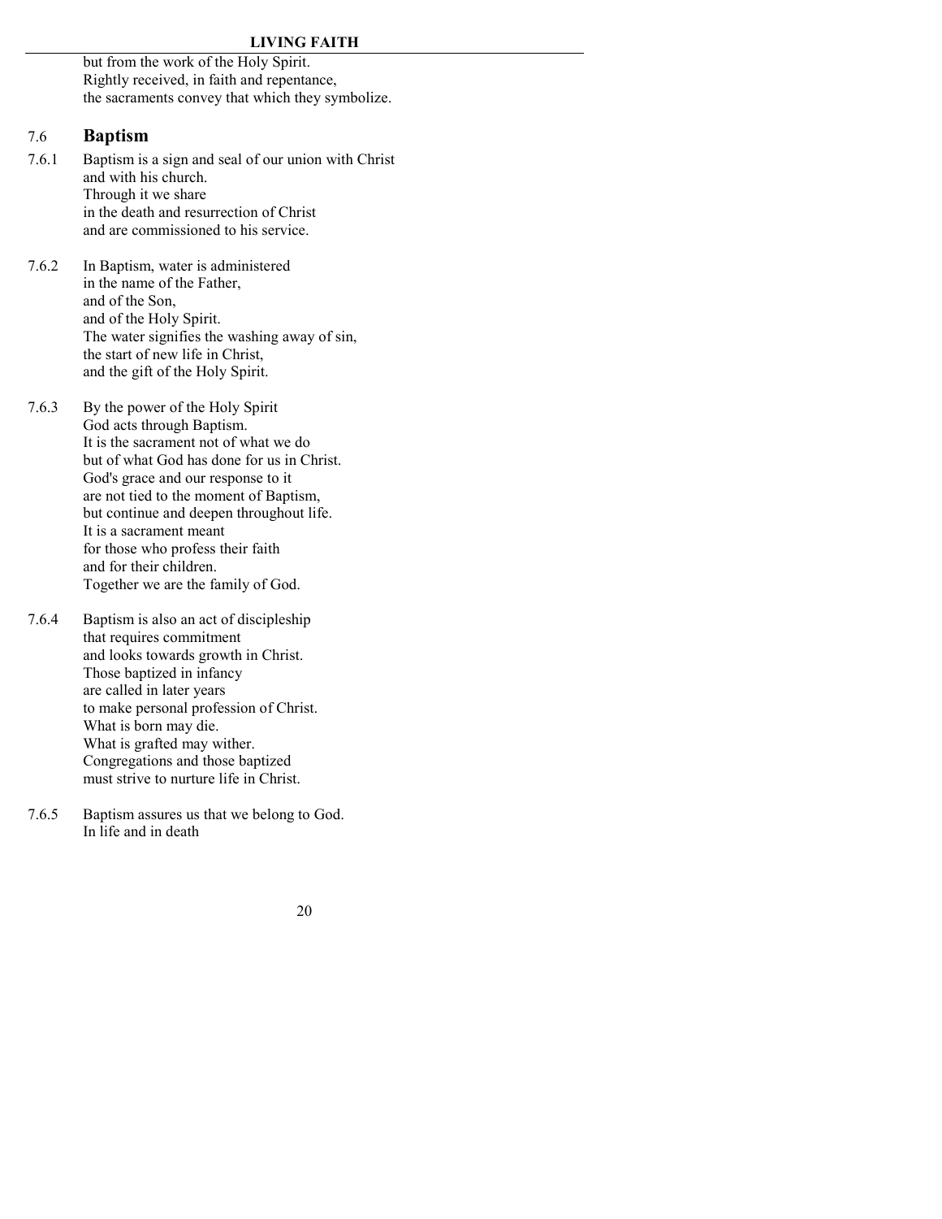but from the work of the Holy Spirit.
Rightly received, in faith and repentance,
the sacraments convey that which they symbolize.

## 7.6 Baptism

7.6.1 Baptism is a sign and seal of our union with Christ
and with his church.
Through it we share
in the death and resurrection of Christ
and are commissioned to his service.

7.6.2 In Baptism, water is administered
in the name of the Father,
and of the Son,
and of the Holy Spirit.
The water signifies the washing away of sin,
the start of new life in Christ,
and the gift of the Holy Spirit.

7.6.3 By the power of the Holy Spirit
God acts through Baptism.
It is the sacrament not of what we do
but of what God has done for us in Christ.
God's grace and our response to it
are not tied to the moment of Baptism,
but continue and deepen throughout life.
It is a sacrament meant
for those who profess their faith
and for their children.
Together we are the family of God.

7.6.4 Baptism is also an act of discipleship
that requires commitment
and looks towards growth in Christ.
Those baptized in infancy
are called in later years
to make personal profession of Christ.
What is born may die.
What is grafted may wither.
Congregations and those baptized
must strive to nurture life in Christ.

7.6.5 Baptism assures us that we belong to God.
In life and in death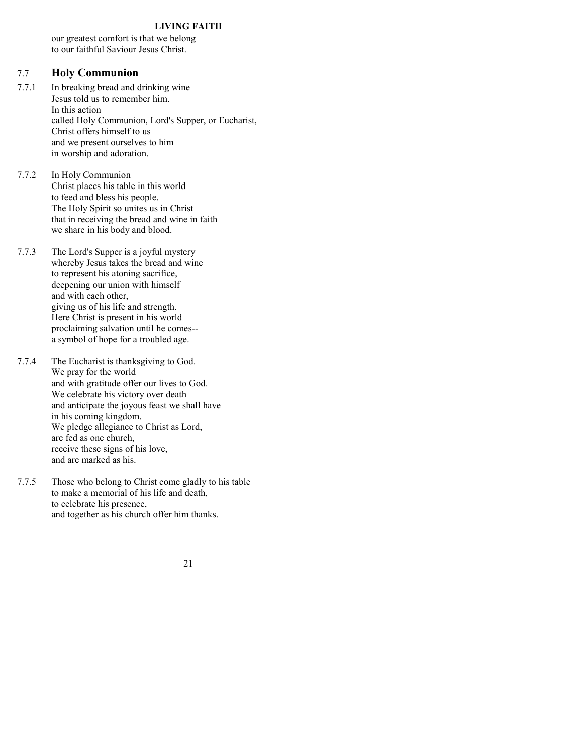our greatest comfort is that we belong
to our faithful Saviour Jesus Christ.

## 7.7 Holy Communion

7.7.1 In breaking bread and drinking wine
Jesus told us to remember him.
In this action
called Holy Communion, Lord's Supper, or Eucharist,
Christ offers himself to us
and we present ourselves to him
in worship and adoration.

7.7.2 In Holy Communion
Christ places his table in this world
to feed and bless his people.
The Holy Spirit so unites us in Christ
that in receiving the bread and wine in faith
we share in his body and blood.

7.7.3 The Lord's Supper is a joyful mystery
whereby Jesus takes the bread and wine
to represent his atoning sacrifice,
deepening our union with himself
and with each other,
giving us of his life and strength.
Here Christ is present in his world
proclaiming salvation until he comes--
a symbol of hope for a troubled age.

7.7.4 The Eucharist is thanksgiving to God.
We pray for the world
and with gratitude offer our lives to God.
We celebrate his victory over death
and anticipate the joyous feast we shall have
in his coming kingdom.
We pledge allegiance to Christ as Lord,
are fed as one church,
receive these signs of his love,
and are marked as his.

7.7.5 Those who belong to Christ come gladly to his table
to make a memorial of his life and death,
to celebrate his presence,
and together as his church offer him thanks.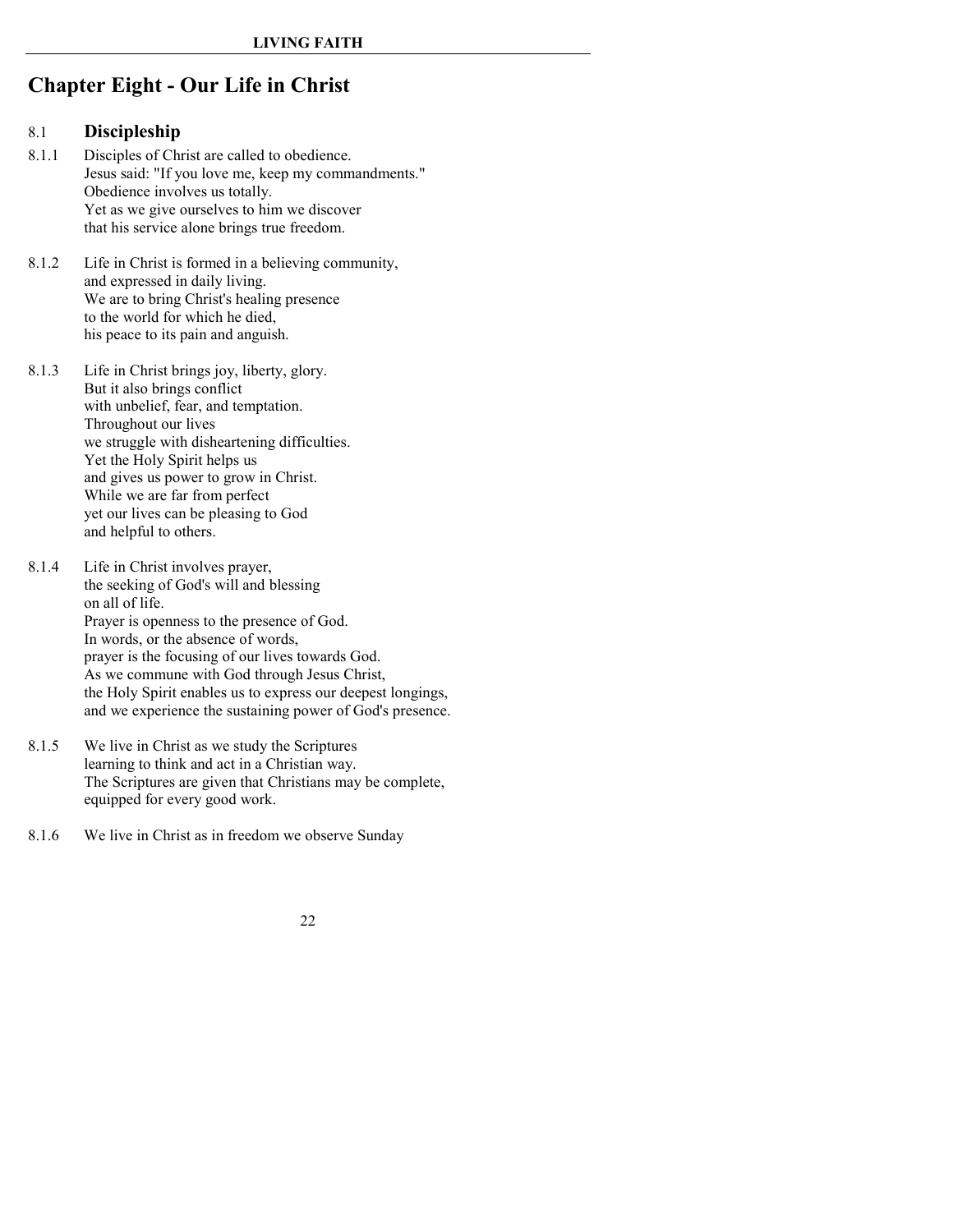## Chapter Eight - Our Life in Christ

### 8.1 Discipleship

8.1.1 Disciples of Christ are called to obedience.
Jesus said: "If you love me, keep my commandments."
Obedience involves us totally.
Yet as we give ourselves to him we discover
that his service alone brings true freedom.

8.1.2 Life in Christ is formed in a believing community,
and expressed in daily living.
We are to bring Christ's healing presence
to the world for which he died,
his peace to its pain and anguish.

8.1.3 Life in Christ brings joy, liberty, glory.
But it also brings conflict
with unbelief, fear, and temptation.
Throughout our lives
we struggle with disheartening difficulties.
Yet the Holy Spirit helps us
and gives us power to grow in Christ.
While we are far from perfect
yet our lives can be pleasing to God
and helpful to others.

8.1.4 Life in Christ involves prayer,
the seeking of God's will and blessing
on all of life.
Prayer is openness to the presence of God.
In words, or the absence of words,
prayer is the focusing of our lives towards God.
As we commune with God through Jesus Christ,
the Holy Spirit enables us to express our deepest longings,
and we experience the sustaining power of God's presence.

8.1.5 We live in Christ as we study the Scriptures
learning to think and act in a Christian way.
The Scriptures are given that Christians may be complete,
equipped for every good work.

8.1.6 We live in Christ as in freedom we observe Sunday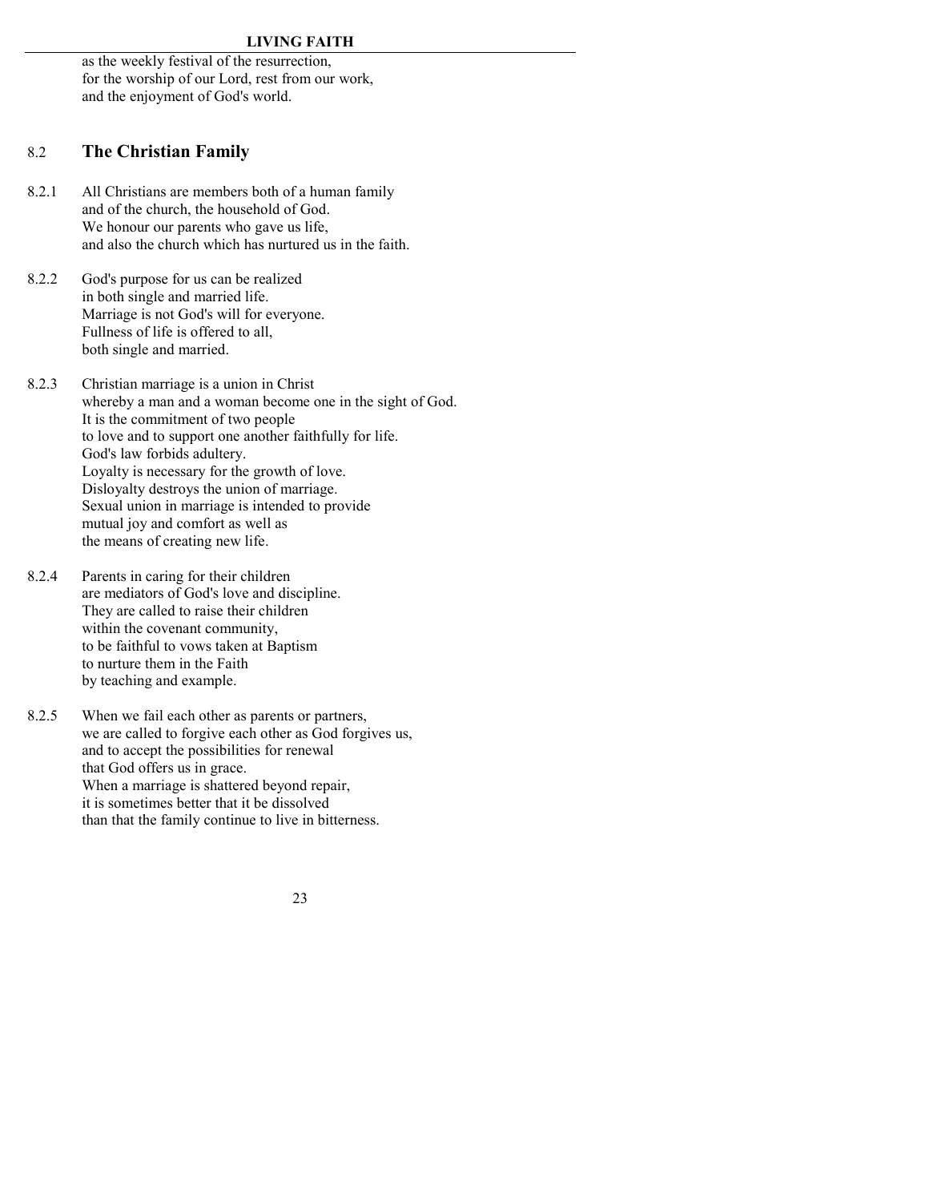as the weekly festival of the resurrection,
for the worship of our Lord, rest from our work,
and the enjoyment of God's world.

## 8.2 The Christian Family

8.2.1 All Christians are members both of a human family
and of the church, the household of God.
We honour our parents who gave us life,
and also the church which has nurtured us in the faith.

8.2.2 God's purpose for us can be realized
in both single and married life.
Marriage is not God's will for everyone.
Fullness of life is offered to all,
both single and married.

8.2.3 Christian marriage is a union in Christ
whereby a man and a woman become one in the sight of God.
It is the commitment of two people
to love and to support one another faithfully for life.
God's law forbids adultery.
Loyalty is necessary for the growth of love.
Disloyalty destroys the union of marriage.
Sexual union in marriage is intended to provide
mutual joy and comfort as well as
the means of creating new life.

8.2.4 Parents in caring for their children
are mediators of God's love and discipline.
They are called to raise their children
within the covenant community,
to be faithful to vows taken at Baptism
to nurture them in the Faith
by teaching and example.

8.2.5 When we fail each other as parents or partners,
we are called to forgive each other as God forgives us,
and to accept the possibilities for renewal
that God offers us in grace.
When a marriage is shattered beyond repair,
it is sometimes better that it be dissolved
than that the family continue to live in bitterness.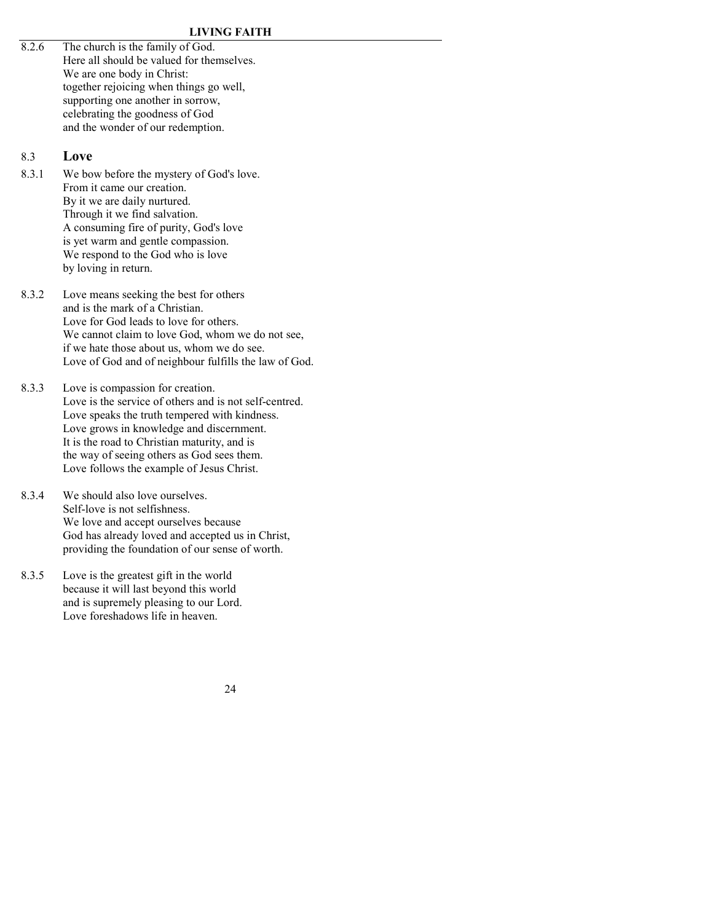8.2.6 The church is the family of God.
Here all should be valued for themselves.
We are one body in Christ:
together rejoicing when things go well,
supporting one another in sorrow,
celebrating the goodness of God
and the wonder of our redemption.

## 8.3 Love

8.3.1 We bow before the mystery of God's love.
From it came our creation.
By it we are daily nurtured.
Through it we find salvation.
A consuming fire of purity, God's love
is yet warm and gentle compassion.
We respond to the God who is love
by loving in return.

8.3.2 Love means seeking the best for others
and is the mark of a Christian.
Love for God leads to love for others.
We cannot claim to love God, whom we do not see,
if we hate those about us, whom we do see.
Love of God and of neighbour fulfills the law of God.

8.3.3 Love is compassion for creation.
Love is the service of others and is not self-centred.
Love speaks the truth tempered with kindness.
Love grows in knowledge and discernment.
It is the road to Christian maturity, and is
the way of seeing others as God sees them.
Love follows the example of Jesus Christ.

8.3.4 We should also love ourselves.
Self-love is not selfishness.
We love and accept ourselves because
God has already loved and accepted us in Christ,
providing the foundation of our sense of worth.

8.3.5 Love is the greatest gift in the world
because it will last beyond this world
and is supremely pleasing to our Lord.
Love foreshadows life in heaven.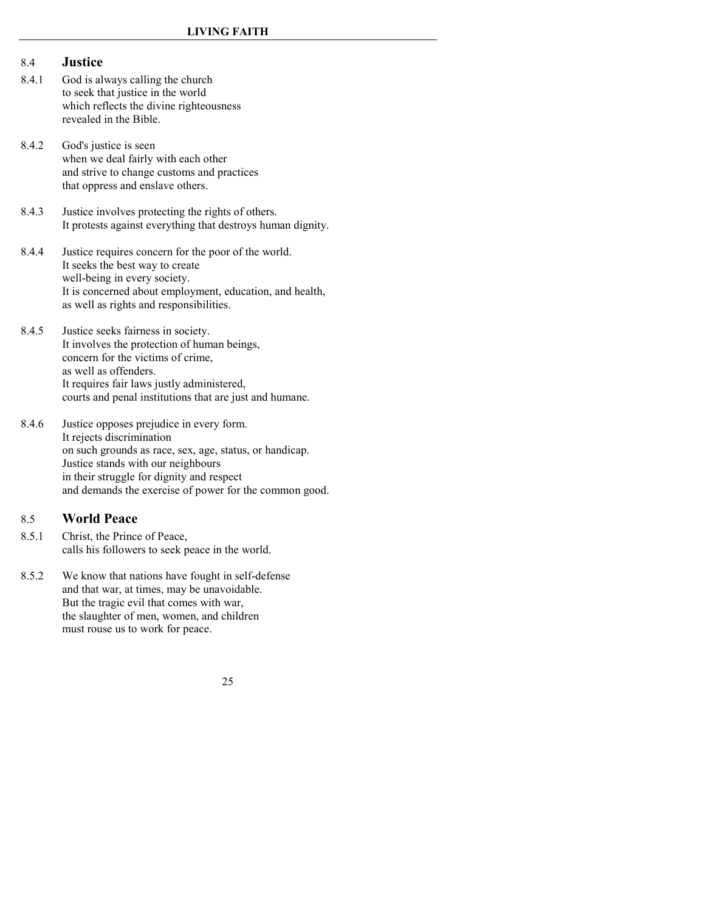## 8.4 Justice

8.4.1 God is always calling the church
to seek that justice in the world
which reflects the divine righteousness
revealed in the Bible.

8.4.2 God's justice is seen
when we deal fairly with each other
and strive to change customs and practices
that oppress and enslave others.

8.4.3 Justice involves protecting the rights of others.
It protests against everything that destroys human dignity.

8.4.4 Justice requires concern for the poor of the world.
It seeks the best way to create
well-being in every society.
It is concerned about employment, education, and health,
as well as rights and responsibilities.

8.4.5 Justice seeks fairness in society.
It involves the protection of human beings,
concern for the victims of crime,
as well as offenders.
It requires fair laws justly administered,
courts and penal institutions that are just and humane.

8.4.6 Justice opposes prejudice in every form.
It rejects discrimination
on such grounds as race, sex, age, status, or handicap.
Justice stands with our neighbours
in their struggle for dignity and respect
and demands the exercise of power for the common good.

## 8.5 World Peace

8.5.1 Christ, the Prince of Peace,
calls his followers to seek peace in the world.

8.5.2 We know that nations have fought in self-defense
and that war, at times, may be unavoidable.
But the tragic evil that comes with war,
the slaughter of men, women, and children
must rouse us to work for peace.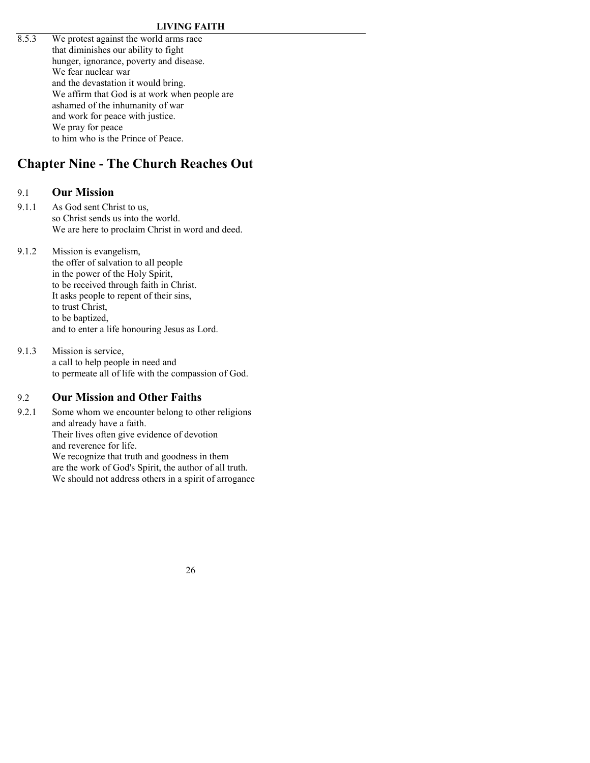8.5.3 We protest against the world arms race
that diminishes our ability to fight
hunger, ignorance, poverty and disease.
We fear nuclear war
and the devastation it would bring.
We affirm that God is at work when people are
ashamed of the inhumanity of war
and work for peace with justice.
We pray for peace
to him who is the Prince of Peace.

# Chapter Nine - The Church Reaches Out

## 9.1 Our Mission

9.1.1 As God sent Christ to us,
so Christ sends us into the world.
We are here to proclaim Christ in word and deed.

9.1.2 Mission is evangelism,
the offer of salvation to all people
in the power of the Holy Spirit,
to be received through faith in Christ.
It asks people to repent of their sins,
to trust Christ,
to be baptized,
and to enter a life honouring Jesus as Lord.

9.1.3 Mission is service,
a call to help people in need and
to permeate all of life with the compassion of God.

## 9.2 Our Mission and Other Faiths

9.2.1 Some whom we encounter belong to other religions
and already have a faith.
Their lives often give evidence of devotion
and reverence for life.
We recognize that truth and goodness in them
are the work of God's Spirit, the author of all truth.
We should not address others in a spirit of arrogance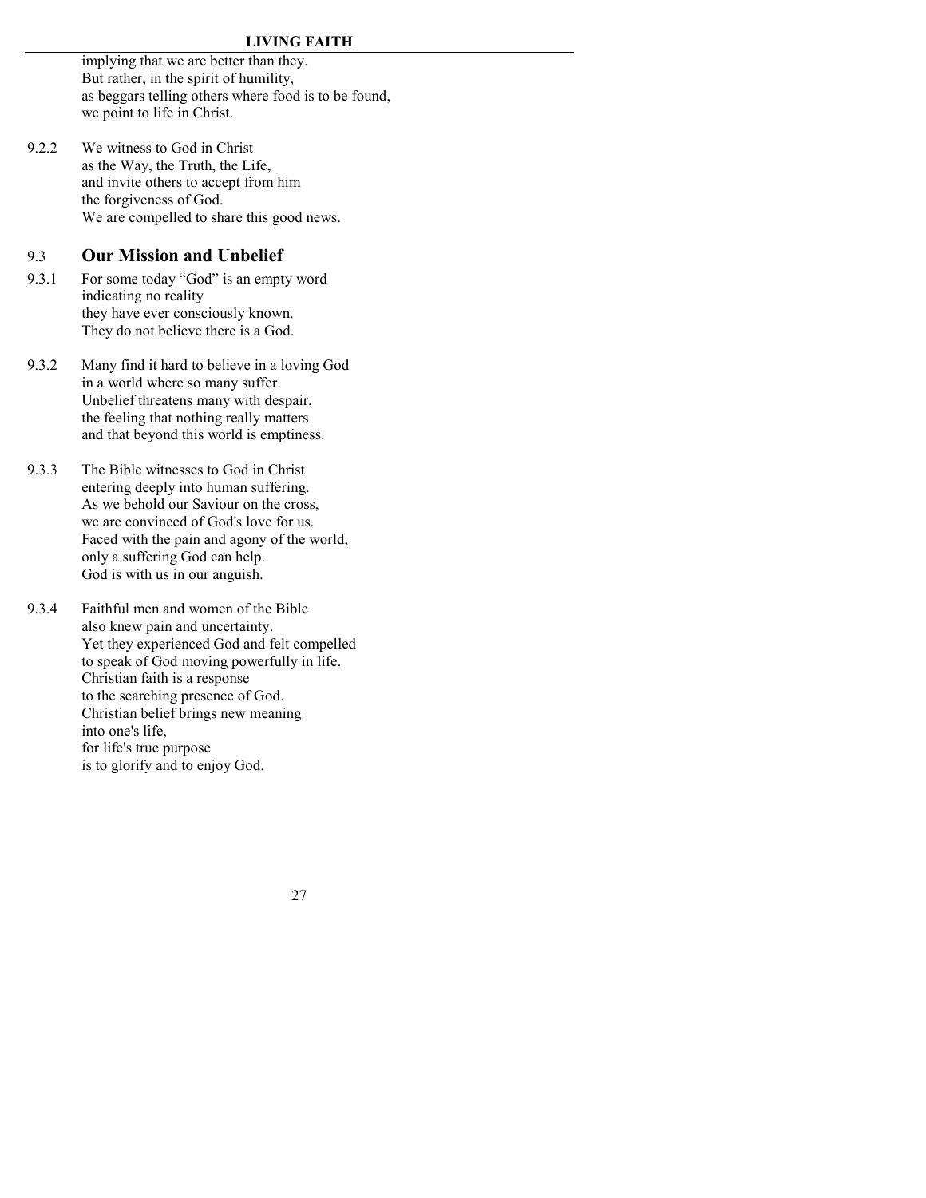implying that we are better than they.
But rather, in the spirit of humility,
as beggars telling others where food is to be found,
we point to life in Christ.

9.2.2 We witness to God in Christ
as the Way, the Truth, the Life,
and invite others to accept from him
the forgiveness of God.
We are compelled to share this good news.

## 9.3 Our Mission and Unbelief

9.3.1 For some today "God" is an empty word
indicating no reality
they have ever consciously known.
They do not believe there is a God.

9.3.2 Many find it hard to believe in a loving God
in a world where so many suffer.
Unbelief threatens many with despair,
the feeling that nothing really matters
and that beyond this world is emptiness.

9.3.3 The Bible witnesses to God in Christ
entering deeply into human suffering.
As we behold our Saviour on the cross,
we are convinced of God's love for us.
Faced with the pain and agony of the world,
only a suffering God can help.
God is with us in our anguish.

9.3.4 Faithful men and women of the Bible
also knew pain and uncertainty.
Yet they experienced God and felt compelled
to speak of God moving powerfully in life.
Christian faith is a response
to the searching presence of God.
Christian belief brings new meaning
into one's life,
for life's true purpose
is to glorify and to enjoy God.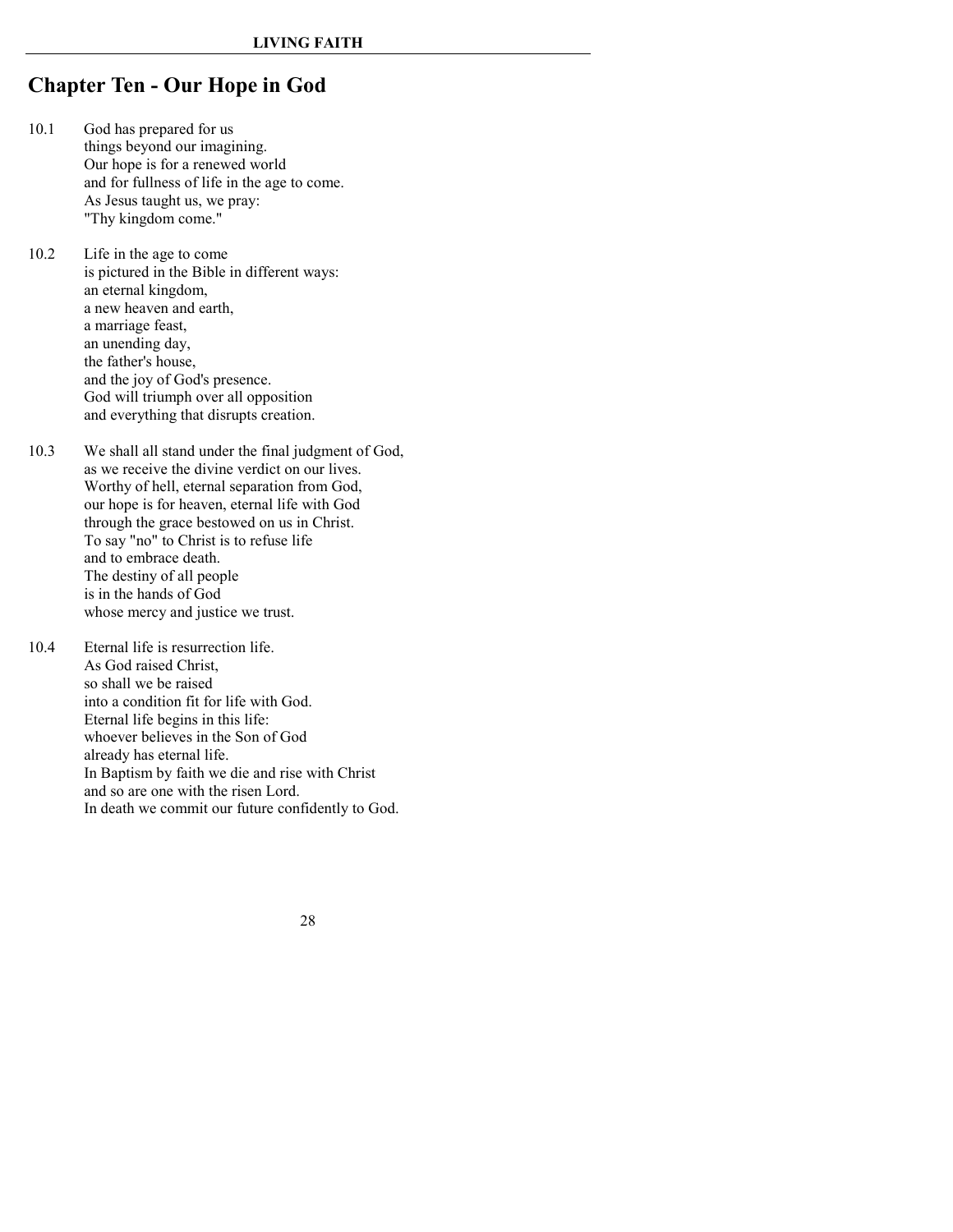# Chapter Ten - Our Hope in God

10.1 God has prepared for us
things beyond our imagining.
Our hope is for a renewed world
and for fullness of life in the age to come.
As Jesus taught us, we pray:
"Thy kingdom come."

10.2 Life in the age to come
is pictured in the Bible in different ways:
an eternal kingdom,
a new heaven and earth,
a marriage feast,
an unending day,
the father's house,
and the joy of God's presence.
God will triumph over all opposition
and everything that disrupts creation.

10.3 We shall all stand under the final judgment of God,
as we receive the divine verdict on our lives.
Worthy of hell, eternal separation from God,
our hope is for heaven, eternal life with God
through the grace bestowed on us in Christ.
To say "no" to Christ is to refuse life
and to embrace death.
The destiny of all people
is in the hands of God
whose mercy and justice we trust.

10.4 Eternal life is resurrection life.
As God raised Christ,
so shall we be raised
into a condition fit for life with God.
Eternal life begins in this life:
whoever believes in the Son of God
already has eternal life.
In Baptism by faith we die and rise with Christ
and so are one with the risen Lord.
In death we commit our future confidently to God.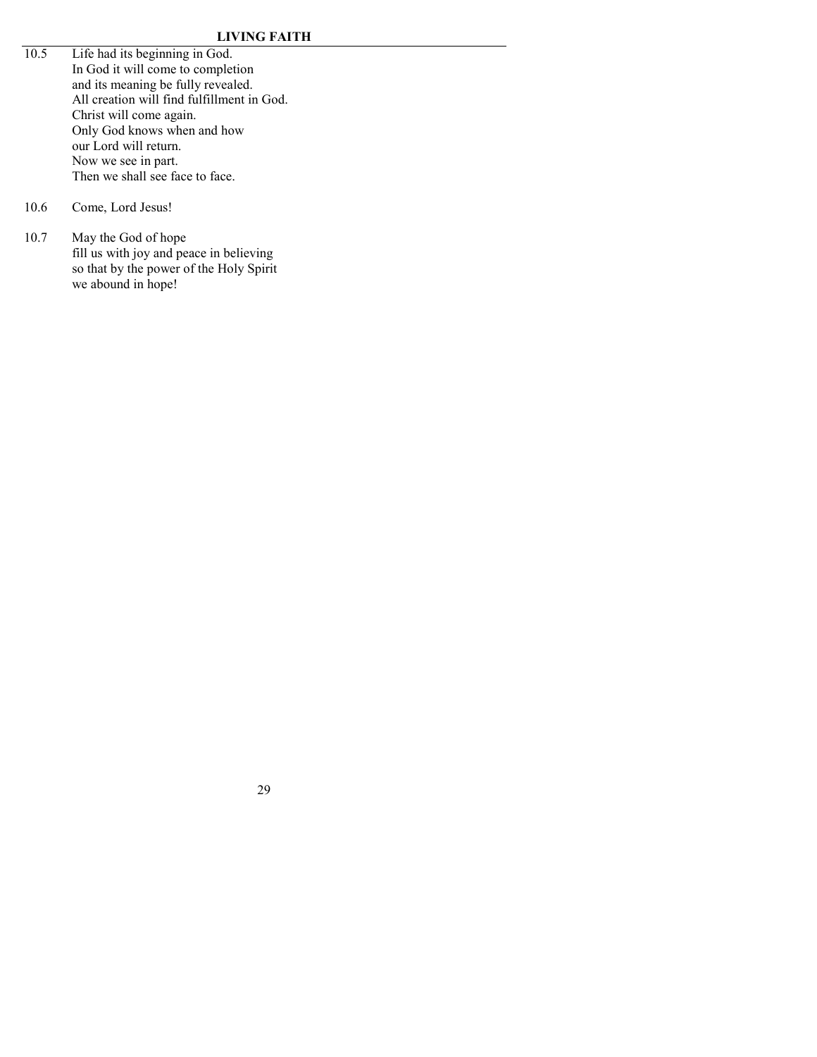10.5 Life had its beginning in God.
In God it will come to completion
and its meaning be fully revealed.
All creation will find fulfillment in God.
Christ will come again.
Only God knows when and how
our Lord will return.
Now we see in part.
Then we shall see face to face.

10.6 Come, Lord Jesus!

10.7 May the God of hope
fill us with joy and peace in believing
so that by the power of the Holy Spirit
we abound in hope!